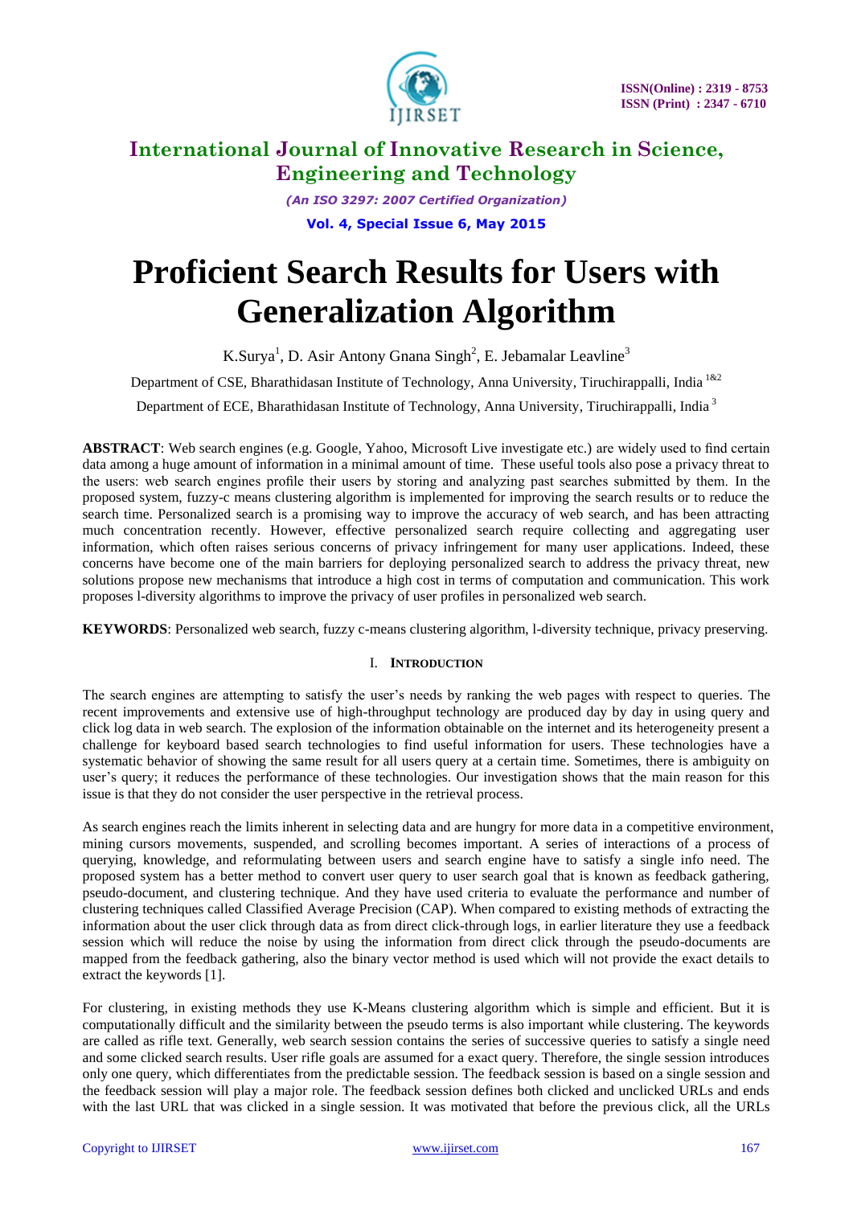# Proficient Search Results for Users with Generalization Algorithm

K.Surya[1], D. Asir Antony Gnana Singh[2], E. Jebamalar Leavline[3]

Department of CSE, Bharathidasan Institute of Technology, Anna University, Tiruchirappalli, India [1&2]

Department of ECE, Bharathidasan Institute of Technology, Anna University, Tiruchirappalli, India [3]

**ABSTRACT**: Web search engines (e.g. Google, Yahoo, Microsoft Live investigate etc.) are widely used to find certain data among a huge amount of information in a minimal amount of time. These useful tools also pose a privacy threat to the users: web search engines profile their users by storing and analyzing past searches submitted by them. In the proposed system, fuzzy-c means clustering algorithm is implemented for improving the search results or to reduce the search time. Personalized search is a promising way to improve the accuracy of web search, and has been attracting much concentration recently. However, effective personalized search require collecting and aggregating user information, which often raises serious concerns of privacy infringement for many user applications. Indeed, these concerns have become one of the main barriers for deploying personalized search to address the privacy threat, new solutions propose new mechanisms that introduce a high cost in terms of computation and communication. This work proposes l-diversity algorithms to improve the privacy of user profiles in personalized web search.

**KEYWORDS**: Personalized web search, fuzzy c-means clustering algorithm, l-diversity technique, privacy preserving.

## I. INTRODUCTION

The search engines are attempting to satisfy the user's needs by ranking the web pages with respect to queries. The recent improvements and extensive use of high-throughput technology are produced day by day in using query and click log data in web search. The explosion of the information obtainable on the internet and its heterogeneity present a challenge for keyboard based search technologies to find useful information for users. These technologies have a systematic behavior of showing the same result for all users query at a certain time. Sometimes, there is ambiguity on user's query; it reduces the performance of these technologies. Our investigation shows that the main reason for this issue is that they do not consider the user perspective in the retrieval process.

As search engines reach the limits inherent in selecting data and are hungry for more data in a competitive environment, mining cursors movements, suspended, and scrolling becomes important. A series of interactions of a process of querying, knowledge, and reformulating between users and search engine have to satisfy a single info need. The proposed system has a better method to convert user query to user search goal that is known as feedback gathering, pseudo-document, and clustering technique. And they have used criteria to evaluate the performance and number of clustering techniques called Classified Average Precision (CAP). When compared to existing methods of extracting the information about the user click through data as from direct click-through logs, in earlier literature they use a feedback session which will reduce the noise by using the information from direct click through the pseudo-documents are mapped from the feedback gathering, also the binary vector method is used which will not provide the exact details to extract the keywords [1].

For clustering, in existing methods they use K-Means clustering algorithm which is simple and efficient. But it is computationally difficult and the similarity between the pseudo terms is also important while clustering. The keywords are called as rifle text. Generally, web search session contains the series of successive queries to satisfy a single need and some clicked search results. User rifle goals are assumed for a exact query. Therefore, the single session introduces only one query, which differentiates from the predictable session. The feedback session is based on a single session and the feedback session will play a major role. The feedback session defines both clicked and unclicked URLs and ends with the last URL that was clicked in a single session. It was motivated that before the previous click, all the URLs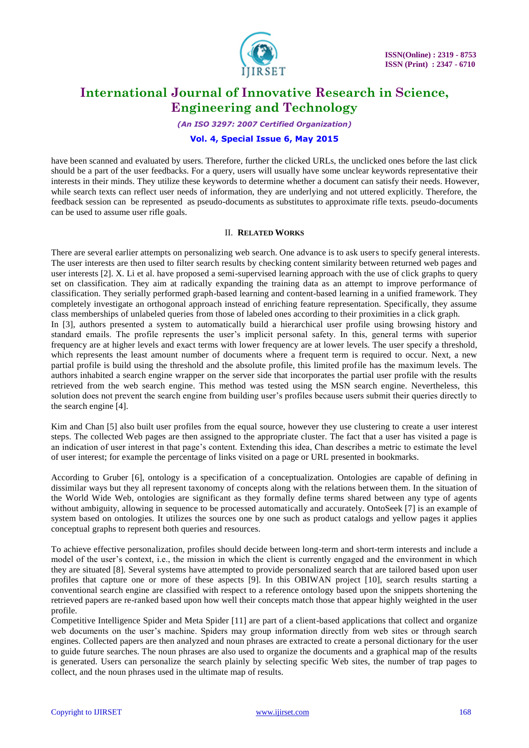have been scanned and evaluated by users. Therefore, further the clicked URLs, the unclicked ones before the last click should be a part of the user feedbacks. For a query, users will usually have some unclear keywords representative their interests in their minds. They utilize these keywords to determine whether a document can satisfy their needs. However, while search texts can reflect user needs of information, they are underlying and not uttered explicitly. Therefore, the feedback session can be represented as pseudo-documents as substitutes to approximate rifle texts. pseudo-documents can be used to assume user rifle goals.

## II. Related Works

There are several earlier attempts on personalizing web search. One advance is to ask users to specify general interests. The user interests are then used to filter search results by checking content similarity between returned web pages and user interests [2]. X. Li et al. have proposed a semi-supervised learning approach with the use of click graphs to query set on classification. They aim at radically expanding the training data as an attempt to improve performance of classification. They serially performed graph-based learning and content-based learning in a unified framework. They completely investigate an orthogonal approach instead of enriching feature representation. Specifically, they assume class memberships of unlabeled queries from those of labeled ones according to their proximities in a click graph.
In [3], authors presented a system to automatically build a hierarchical user profile using browsing history and standard emails. The profile represents the user's implicit personal safety. In this, general terms with superior frequency are at higher levels and exact terms with lower frequency are at lower levels. The user specify a threshold, which represents the least amount number of documents where a frequent term is required to occur. Next, a new partial profile is build using the threshold and the absolute profile, this limited profile has the maximum levels. The authors inhabited a search engine wrapper on the server side that incorporates the partial user profile with the results retrieved from the web search engine. This method was tested using the MSN search engine. Nevertheless, this solution does not prevent the search engine from building user's profiles because users submit their queries directly to the search engine [4].

Kim and Chan [5] also built user profiles from the equal source, however they use clustering to create a user interest steps. The collected Web pages are then assigned to the appropriate cluster. The fact that a user has visited a page is an indication of user interest in that page's content. Extending this idea, Chan describes a metric to estimate the level of user interest; for example the percentage of links visited on a page or URL presented in bookmarks.

According to Gruber [6], ontology is a specification of a conceptualization. Ontologies are capable of defining in dissimilar ways but they all represent taxonomy of concepts along with the relations between them. In the situation of the World Wide Web, ontologies are significant as they formally define terms shared between any type of agents without ambiguity, allowing in sequence to be processed automatically and accurately. OntoSeek [7] is an example of system based on ontologies. It utilizes the sources one by one such as product catalogs and yellow pages it applies conceptual graphs to represent both queries and resources.

To achieve effective personalization, profiles should decide between long-term and short-term interests and include a model of the user's context, i.e., the mission in which the client is currently engaged and the environment in which they are situated [8]. Several systems have attempted to provide personalized search that are tailored based upon user profiles that capture one or more of these aspects [9]. In this OBIWAN project [10], search results starting a conventional search engine are classified with respect to a reference ontology based upon the snippets shortening the retrieved papers are re-ranked based upon how well their concepts match those that appear highly weighted in the user profile.
Competitive Intelligence Spider and Meta Spider [11] are part of a client-based applications that collect and organize web documents on the user's machine. Spiders may group information directly from web sites or through search engines. Collected papers are then analyzed and noun phrases are extracted to create a personal dictionary for the user to guide future searches. The noun phrases are also used to organize the documents and a graphical map of the results is generated. Users can personalize the search plainly by selecting specific Web sites, the number of trap pages to collect, and the noun phrases used in the ultimate map of results.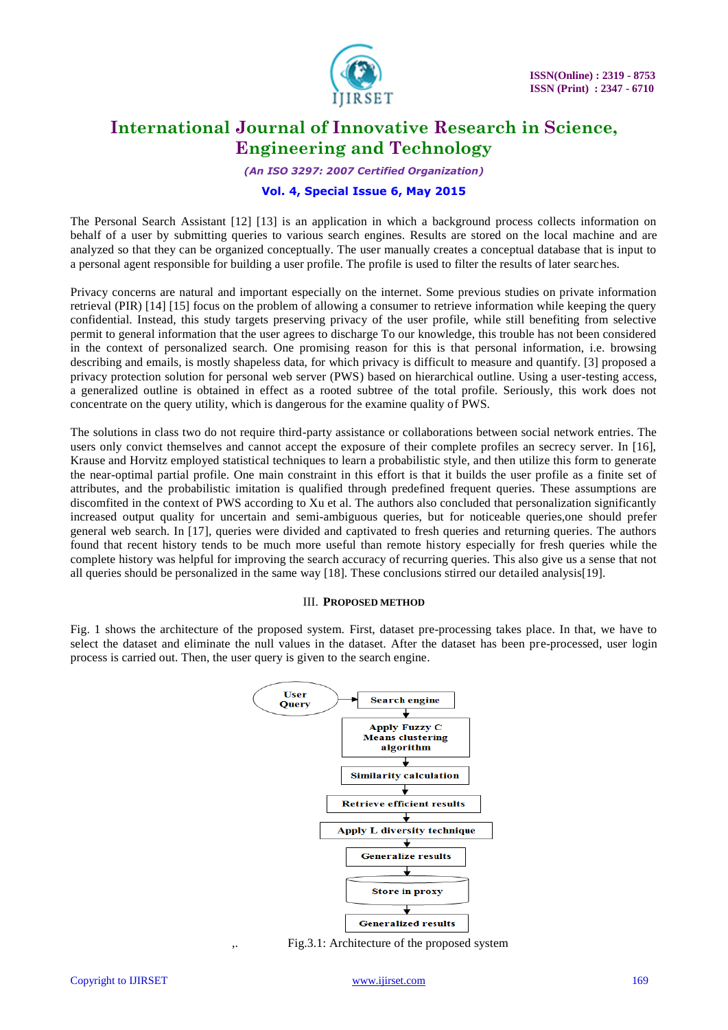The Personal Search Assistant [12] [13] is an application in which a background process collects information on behalf of a user by submitting queries to various search engines. Results are stored on the local machine and are analyzed so that they can be organized conceptually. The user manually creates a conceptual database that is input to a personal agent responsible for building a user profile. The profile is used to filter the results of later searches.

Privacy concerns are natural and important especially on the internet. Some previous studies on private information retrieval (PIR) [14] [15] focus on the problem of allowing a consumer to retrieve information while keeping the query confidential. Instead, this study targets preserving privacy of the user profile, while still benefiting from selective permit to general information that the user agrees to discharge To our knowledge, this trouble has not been considered in the context of personalized search. One promising reason for this is that personal information, i.e. browsing describing and emails, is mostly shapeless data, for which privacy is difficult to measure and quantify. [3] proposed a privacy protection solution for personal web server (PWS) based on hierarchical outline. Using a user-testing access, a generalized outline is obtained in effect as a rooted subtree of the total profile. Seriously, this work does not concentrate on the query utility, which is dangerous for the examine quality of PWS.

The solutions in class two do not require third-party assistance or collaborations between social network entries. The users only convict themselves and cannot accept the exposure of their complete profiles an secrecy server. In [16], Krause and Horvitz employed statistical techniques to learn a probabilistic style, and then utilize this form to generate the near-optimal partial profile. One main constraint in this effort is that it builds the user profile as a finite set of attributes, and the probabilistic imitation is qualified through predefined frequent queries. These assumptions are discomfited in the context of PWS according to Xu et al. The authors also concluded that personalization significantly increased output quality for uncertain and semi-ambiguous queries, but for noticeable queries,one should prefer general web search. In [17], queries were divided and captivated to fresh queries and returning queries. The authors found that recent history tends to be much more useful than remote history especially for fresh queries while the complete history was helpful for improving the search accuracy of recurring queries. This also give us a sense that not all queries should be personalized in the same way [18]. These conclusions stirred our detailed analysis[19].

## III. Proposed Method

Fig. 1 shows the architecture of the proposed system. First, dataset pre-processing takes place. In that, we have to select the dataset and eliminate the null values in the dataset. After the dataset has been pre-processed, user login process is carried out. Then, the user query is given to the search engine.

User Query → Search engine → Apply Fuzzy C Means clustering algorithm → Similarity calculation → Retrieve efficient results → Apply L diversity technique → Generalize results → Store in proxy → Generalized results

Fig.3.1: Architecture of the proposed system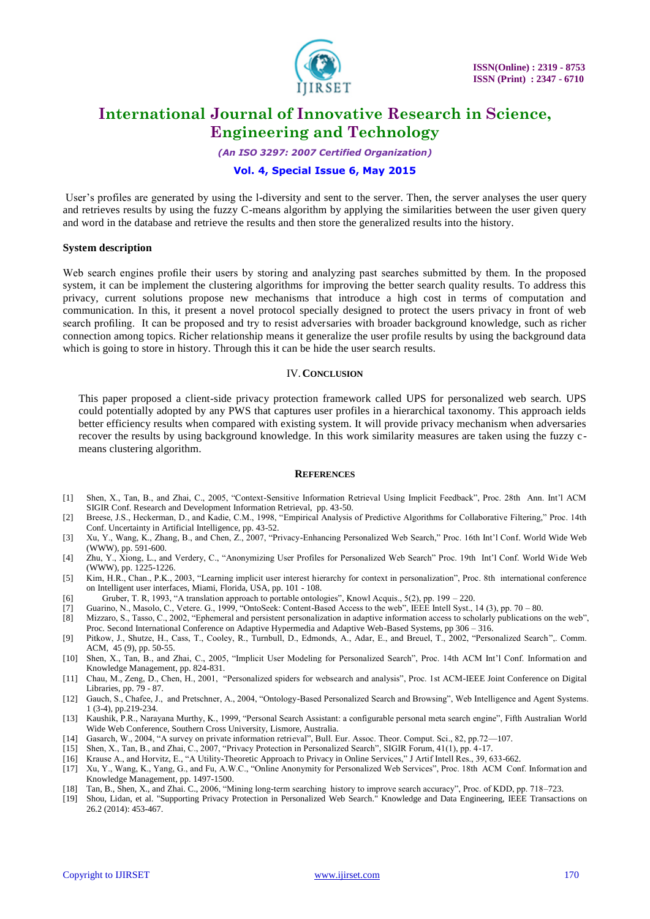User's profiles are generated by using the l-diversity and sent to the server. Then, the server analyses the user query and retrieves results by using the fuzzy C-means algorithm by applying the similarities between the user given query and word in the database and retrieve the results and then store the generalized results into the history.

**System description**

Web search engines profile their users by storing and analyzing past searches submitted by them. In the proposed system, it can be implement the clustering algorithms for improving the better search quality results. To address this privacy, current solutions propose new mechanisms that introduce a high cost in terms of computation and communication. In this, it present a novel protocol specially designed to protect the users privacy in front of web search profiling. It can be proposed and try to resist adversaries with broader background knowledge, such as richer connection among topics. Richer relationship means it generalize the user profile results by using the background data which is going to store in history. Through this it can be hide the user search results.

## IV. CONCLUSION

This paper proposed a client-side privacy protection framework called UPS for personalized web search. UPS could potentially adopted by any PWS that captures user profiles in a hierarchical taxonomy. This approach ields better efficiency results when compared with existing system. It will provide privacy mechanism when adversaries recover the results by using background knowledge. In this work similarity measures are taken using the fuzzy c-means clustering algorithm.

## REFERENCES

[1] Shen, X., Tan, B., and Zhai, C., 2005, "Context-Sensitive Information Retrieval Using Implicit Feedback", Proc. 28th Ann. Int'l ACM SIGIR Conf. Research and Development Information Retrieval, pp. 43-50.

[2] Breese, J.S., Heckerman, D., and Kadie, C.M., 1998, "Empirical Analysis of Predictive Algorithms for Collaborative Filtering," Proc. 14th Conf. Uncertainty in Artificial Intelligence, pp. 43-52.

[3] Xu, Y., Wang, K., Zhang, B., and Chen, Z., 2007, "Privacy-Enhancing Personalized Web Search," Proc. 16th Int'l Conf. World Wide Web (WWW), pp. 591-600.

[4] Zhu, Y., Xiong, L., and Verdery, C., "Anonymizing User Profiles for Personalized Web Search" Proc. 19th Int'l Conf. World Wide Web (WWW), pp. 1225-1226.

[5] Kim, H.R., Chan., P.K., 2003, "Learning implicit user interest hierarchy for context in personalization", Proc. 8th international conference on Intelligent user interfaces, Miami, Florida, USA, pp. 101 - 108.

[6] Gruber, T. R, 1993, "A translation approach to portable ontologies", Knowl Acquis., 5(2), pp. 199 – 220.

[7] Guarino, N., Masolo, C., Vetere. G., 1999, "OntoSeek: Content-Based Access to the web", IEEE Intell Syst., 14 (3), pp. 70 – 80.

[8] Mizzaro, S., Tasso, C., 2002, "Ephemeral and persistent personalization in adaptive information access to scholarly publications on the web", Proc. Second International Conference on Adaptive Hypermedia and Adaptive Web-Based Systems, pp 306 – 316.

[9] Pitkow, J., Shutze, H., Cass, T., Cooley, R., Turnbull, D., Edmonds, A., Adar, E., and Breuel, T., 2002, "Personalized Search",. Comm. ACM, 45 (9), pp. 50-55.

[10] Shen, X., Tan, B., and Zhai, C., 2005, "Implicit User Modeling for Personalized Search", Proc. 14th ACM Int'l Conf. Information and Knowledge Management, pp. 824-831.

[11] Chau, M., Zeng, D., Chen, H., 2001, "Personalized spiders for websearch and analysis", Proc. 1st ACM-IEEE Joint Conference on Digital Libraries, pp. 79 - 87.

[12] Gauch, S., Chafee, J., and Pretschner, A., 2004, "Ontology-Based Personalized Search and Browsing", Web Intelligence and Agent Systems. 1 (3-4), pp.219-234.

[13] Kaushik, P.R., Narayana Murthy, K., 1999, "Personal Search Assistant: a configurable personal meta search engine", Fifth Australian World Wide Web Conference, Southern Cross University, Lismore, Australia.

[14] Gasarch, W., 2004, "A survey on private information retrieval", Bull. Eur. Assoc. Theor. Comput. Sci., 82, pp.72—107.

[15] Shen, X., Tan, B., and Zhai, C., 2007, "Privacy Protection in Personalized Search", SIGIR Forum, 41(1), pp. 4-17.

[16] Krause A., and Horvitz, E., "A Utility-Theoretic Approach to Privacy in Online Services," J Artif Intell Res., 39, 633-662.

[17] Xu, Y., Wang, K., Yang, G., and Fu, A.W.C., "Online Anonymity for Personalized Web Services", Proc. 18th ACM Conf. Information and Knowledge Management, pp. 1497-1500.

[18] Tan, B., Shen, X., and Zhai. C., 2006, "Mining long-term searching history to improve search accuracy", Proc. of KDD, pp. 718–723.

[19] Shou, Lidan, et al. "Supporting Privacy Protection in Personalized Web Search." Knowledge and Data Engineering, IEEE Transactions on 26.2 (2014): 453-467.